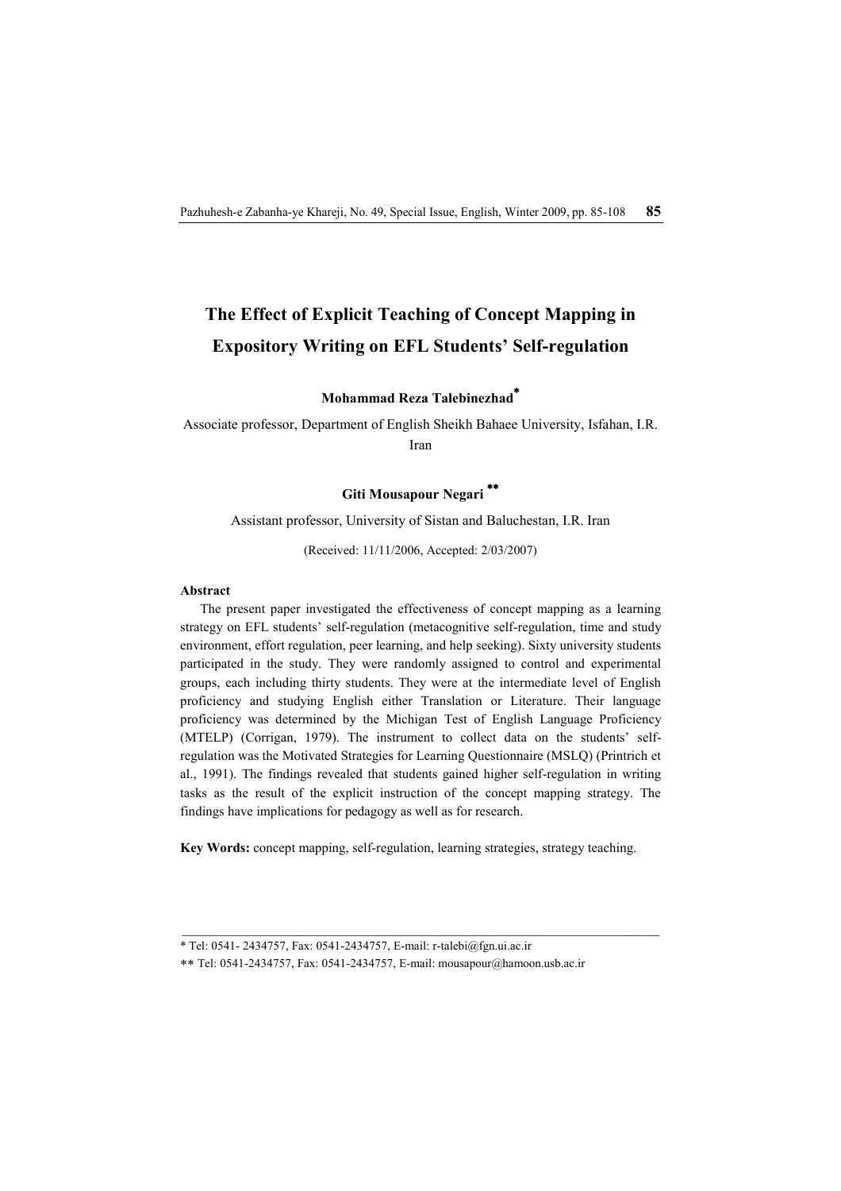# The Effect of Explicit Teaching of Concept Mapping in Expository Writing on EFL Students' Self-regulation

**Mohammad Reza Talebinezhad***

Associate professor, Department of English Sheikh Bahaee University, Isfahan, I.R. Iran

**Giti Mousapour Negari****

Assistant professor, University of Sistan and Baluchestan, I.R. Iran

(Received: 11/11/2006, Accepted: 2/03/2007)

#### Abstract

The present paper investigated the effectiveness of concept mapping as a learning strategy on EFL students' self-regulation (metacognitive self-regulation, time and study environment, effort regulation, peer learning, and help seeking). Sixty university students participated in the study. They were randomly assigned to control and experimental groups, each including thirty students. They were at the intermediate level of English proficiency and studying English either Translation or Literature. Their language proficiency was determined by the Michigan Test of English Language Proficiency (MTELP) (Corrigan, 1979). The instrument to collect data on the students' self-regulation was the Motivated Strategies for Learning Questionnaire (MSLQ) (Printrich et al., 1991). The findings revealed that students gained higher self-regulation in writing tasks as the result of the explicit instruction of the concept mapping strategy. The findings have implications for pedagogy as well as for research.

**Key Words:** concept mapping, self-regulation, learning strategies, strategy teaching.

---

* Tel: 0541- 2434757, Fax: 0541-2434757, E-mail: r-talebi@fgn.ui.ac.ir

** Tel: 0541-2434757, Fax: 0541-2434757, E-mail: mousapour@hamoon.usb.ac.ir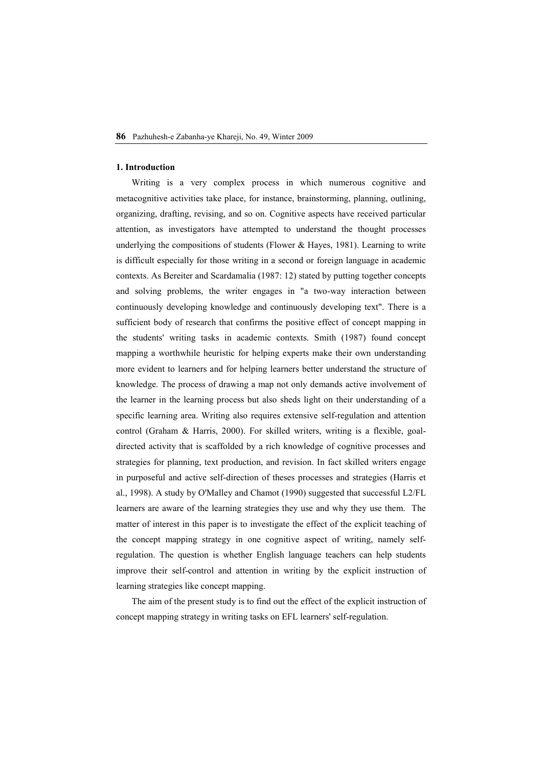## 1. Introduction

Writing is a very complex process in which numerous cognitive and metacognitive activities take place, for instance, brainstorming, planning, outlining, organizing, drafting, revising, and so on. Cognitive aspects have received particular attention, as investigators have attempted to understand the thought processes underlying the compositions of students (Flower & Hayes, 1981). Learning to write is difficult especially for those writing in a second or foreign language in academic contexts. As Bereiter and Scardamalia (1987: 12) stated by putting together concepts and solving problems, the writer engages in "a two-way interaction between continuously developing knowledge and continuously developing text". There is a sufficient body of research that confirms the positive effect of concept mapping in the students' writing tasks in academic contexts. Smith (1987) found concept mapping a worthwhile heuristic for helping experts make their own understanding more evident to learners and for helping learners better understand the structure of knowledge. The process of drawing a map not only demands active involvement of the learner in the learning process but also sheds light on their understanding of a specific learning area. Writing also requires extensive self-regulation and attention control (Graham & Harris, 2000). For skilled writers, writing is a flexible, goal-directed activity that is scaffolded by a rich knowledge of cognitive processes and strategies for planning, text production, and revision. In fact skilled writers engage in purposeful and active self-direction of theses processes and strategies (Harris et al., 1998). A study by O'Malley and Chamot (1990) suggested that successful L2/FL learners are aware of the learning strategies they use and why they use them. The matter of interest in this paper is to investigate the effect of the explicit teaching of the concept mapping strategy in one cognitive aspect of writing, namely self-regulation. The question is whether English language teachers can help students improve their self-control and attention in writing by the explicit instruction of learning strategies like concept mapping.

The aim of the present study is to find out the effect of the explicit instruction of concept mapping strategy in writing tasks on EFL learners' self-regulation.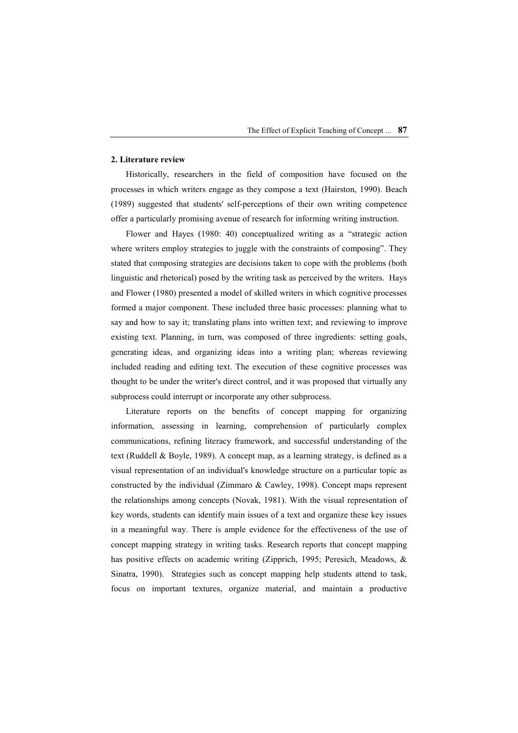## 2. Literature review

Historically, researchers in the field of composition have focused on the processes in which writers engage as they compose a text (Hairston, 1990). Beach (1989) suggested that students' self-perceptions of their own writing competence offer a particularly promising avenue of research for informing writing instruction.

Flower and Hayes (1980: 40) conceptualized writing as a "strategic action where writers employ strategies to juggle with the constraints of composing". They stated that composing strategies are decisions taken to cope with the problems (both linguistic and rhetorical) posed by the writing task as perceived by the writers. Hays and Flower (1980) presented a model of skilled writers in which cognitive processes formed a major component. These included three basic processes: planning what to say and how to say it; translating plans into written text; and reviewing to improve existing text. Planning, in turn, was composed of three ingredients: setting goals, generating ideas, and organizing ideas into a writing plan; whereas reviewing included reading and editing text. The execution of these cognitive processes was thought to be under the writer's direct control, and it was proposed that virtually any subprocess could interrupt or incorporate any other subprocess.

Literature reports on the benefits of concept mapping for organizing information, assessing in learning, comprehension of particularly complex communications, refining literacy framework, and successful understanding of the text (Ruddell & Boyle, 1989). A concept map, as a learning strategy, is defined as a visual representation of an individual's knowledge structure on a particular topic as constructed by the individual (Zimmaro & Cawley, 1998). Concept maps represent the relationships among concepts (Novak, 1981). With the visual representation of key words, students can identify main issues of a text and organize these key issues in a meaningful way. There is ample evidence for the effectiveness of the use of concept mapping strategy in writing tasks. Research reports that concept mapping has positive effects on academic writing (Zipprich, 1995; Peresich, Meadows, & Sinatra, 1990). Strategies such as concept mapping help students attend to task, focus on important textures, organize material, and maintain a productive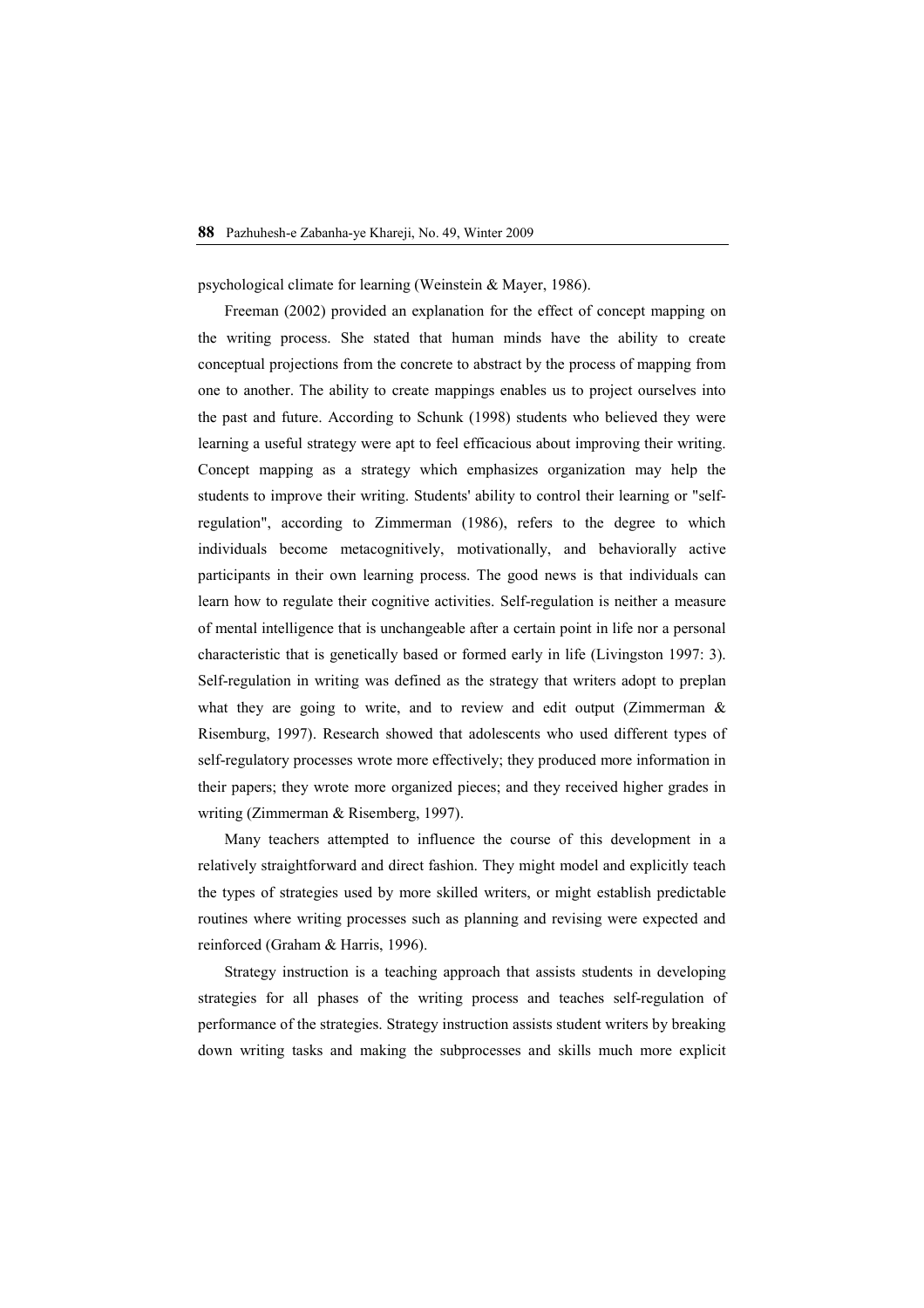psychological climate for learning (Weinstein & Mayer, 1986).

Freeman (2002) provided an explanation for the effect of concept mapping on the writing process. She stated that human minds have the ability to create conceptual projections from the concrete to abstract by the process of mapping from one to another. The ability to create mappings enables us to project ourselves into the past and future. According to Schunk (1998) students who believed they were learning a useful strategy were apt to feel efficacious about improving their writing. Concept mapping as a strategy which emphasizes organization may help the students to improve their writing. Students' ability to control their learning or "self-regulation", according to Zimmerman (1986), refers to the degree to which individuals become metacognitively, motivationally, and behaviorally active participants in their own learning process. The good news is that individuals can learn how to regulate their cognitive activities. Self-regulation is neither a measure of mental intelligence that is unchangeable after a certain point in life nor a personal characteristic that is genetically based or formed early in life (Livingston 1997: 3). Self-regulation in writing was defined as the strategy that writers adopt to preplan what they are going to write, and to review and edit output (Zimmerman & Risemburg, 1997). Research showed that adolescents who used different types of self-regulatory processes wrote more effectively; they produced more information in their papers; they wrote more organized pieces; and they received higher grades in writing (Zimmerman & Risemberg, 1997).

Many teachers attempted to influence the course of this development in a relatively straightforward and direct fashion. They might model and explicitly teach the types of strategies used by more skilled writers, or might establish predictable routines where writing processes such as planning and revising were expected and reinforced (Graham & Harris, 1996).

Strategy instruction is a teaching approach that assists students in developing strategies for all phases of the writing process and teaches self-regulation of performance of the strategies. Strategy instruction assists student writers by breaking down writing tasks and making the subprocesses and skills much more explicit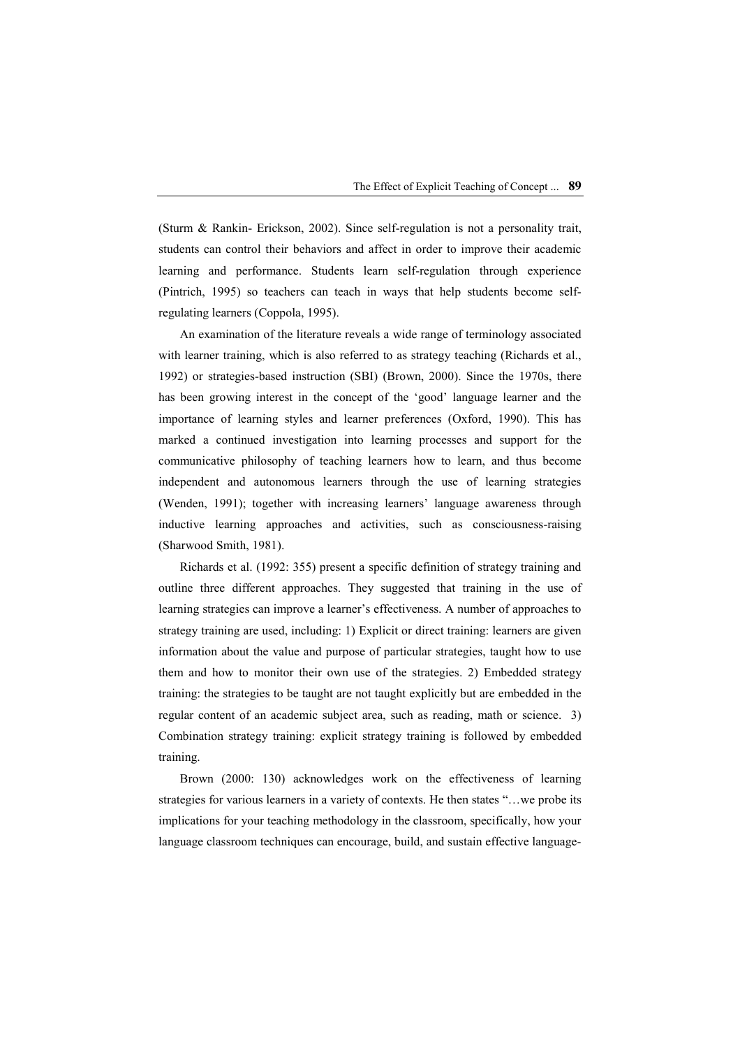(Sturm & Rankin- Erickson, 2002). Since self-regulation is not a personality trait, students can control their behaviors and affect in order to improve their academic learning and performance. Students learn self-regulation through experience (Pintrich, 1995) so teachers can teach in ways that help students become self-regulating learners (Coppola, 1995).

An examination of the literature reveals a wide range of terminology associated with learner training, which is also referred to as strategy teaching (Richards et al., 1992) or strategies-based instruction (SBI) (Brown, 2000). Since the 1970s, there has been growing interest in the concept of the 'good' language learner and the importance of learning styles and learner preferences (Oxford, 1990). This has marked a continued investigation into learning processes and support for the communicative philosophy of teaching learners how to learn, and thus become independent and autonomous learners through the use of learning strategies (Wenden, 1991); together with increasing learners' language awareness through inductive learning approaches and activities, such as consciousness-raising (Sharwood Smith, 1981).

Richards et al. (1992: 355) present a specific definition of strategy training and outline three different approaches. They suggested that training in the use of learning strategies can improve a learner's effectiveness. A number of approaches to strategy training are used, including: 1) Explicit or direct training: learners are given information about the value and purpose of particular strategies, taught how to use them and how to monitor their own use of the strategies. 2) Embedded strategy training: the strategies to be taught are not taught explicitly but are embedded in the regular content of an academic subject area, such as reading, math or science. 3) Combination strategy training: explicit strategy training is followed by embedded training.

Brown (2000: 130) acknowledges work on the effectiveness of learning strategies for various learners in a variety of contexts. He then states "…we probe its implications for your teaching methodology in the classroom, specifically, how your language classroom techniques can encourage, build, and sustain effective language-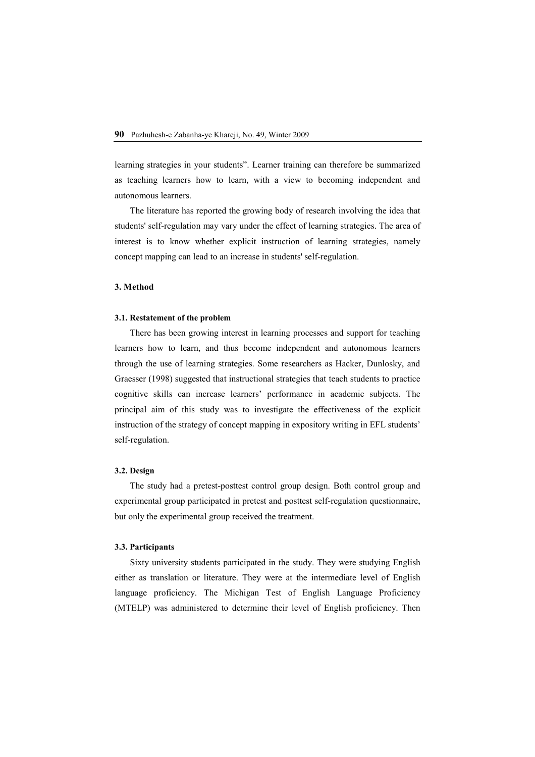learning strategies in your students". Learner training can therefore be summarized as teaching learners how to learn, with a view to becoming independent and autonomous learners.

The literature has reported the growing body of research involving the idea that students' self-regulation may vary under the effect of learning strategies. The area of interest is to know whether explicit instruction of learning strategies, namely concept mapping can lead to an increase in students' self-regulation.

## 3. Method

### 3.1. Restatement of the problem

There has been growing interest in learning processes and support for teaching learners how to learn, and thus become independent and autonomous learners through the use of learning strategies. Some researchers as Hacker, Dunlosky, and Graesser (1998) suggested that instructional strategies that teach students to practice cognitive skills can increase learners' performance in academic subjects. The principal aim of this study was to investigate the effectiveness of the explicit instruction of the strategy of concept mapping in expository writing in EFL students' self-regulation.

### 3.2. Design

The study had a pretest-posttest control group design. Both control group and experimental group participated in pretest and posttest self-regulation questionnaire, but only the experimental group received the treatment.

### 3.3. Participants

Sixty university students participated in the study. They were studying English either as translation or literature. They were at the intermediate level of English language proficiency. The Michigan Test of English Language Proficiency (MTELP) was administered to determine their level of English proficiency. Then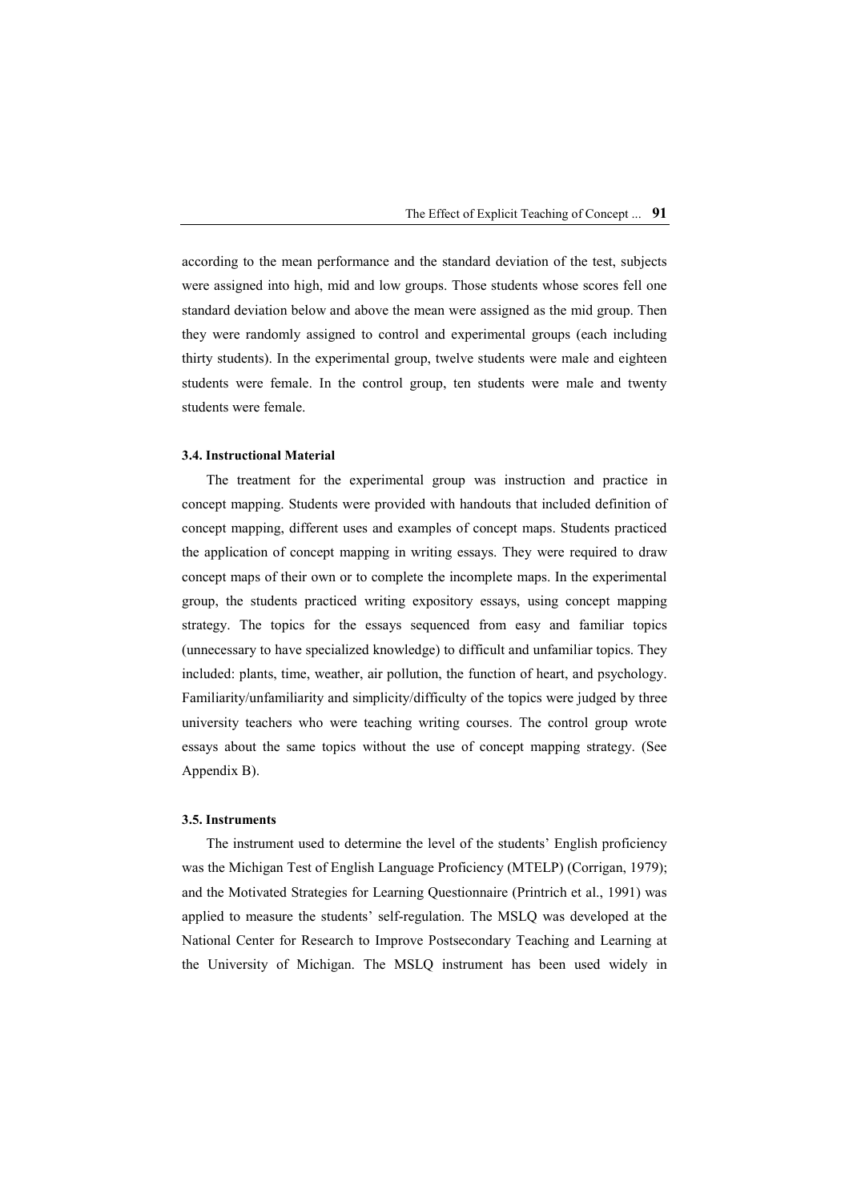according to the mean performance and the standard deviation of the test, subjects were assigned into high, mid and low groups. Those students whose scores fell one standard deviation below and above the mean were assigned as the mid group. Then they were randomly assigned to control and experimental groups (each including thirty students). In the experimental group, twelve students were male and eighteen students were female. In the control group, ten students were male and twenty students were female.

### 3.4. Instructional Material

The treatment for the experimental group was instruction and practice in concept mapping. Students were provided with handouts that included definition of concept mapping, different uses and examples of concept maps. Students practiced the application of concept mapping in writing essays. They were required to draw concept maps of their own or to complete the incomplete maps. In the experimental group, the students practiced writing expository essays, using concept mapping strategy. The topics for the essays sequenced from easy and familiar topics (unnecessary to have specialized knowledge) to difficult and unfamiliar topics. They included: plants, time, weather, air pollution, the function of heart, and psychology. Familiarity/unfamiliarity and simplicity/difficulty of the topics were judged by three university teachers who were teaching writing courses. The control group wrote essays about the same topics without the use of concept mapping strategy. (See Appendix B).

### 3.5. Instruments

The instrument used to determine the level of the students' English proficiency was the Michigan Test of English Language Proficiency (MTELP) (Corrigan, 1979); and the Motivated Strategies for Learning Questionnaire (Printrich et al., 1991) was applied to measure the students' self-regulation. The MSLQ was developed at the National Center for Research to Improve Postsecondary Teaching and Learning at the University of Michigan. The MSLQ instrument has been used widely in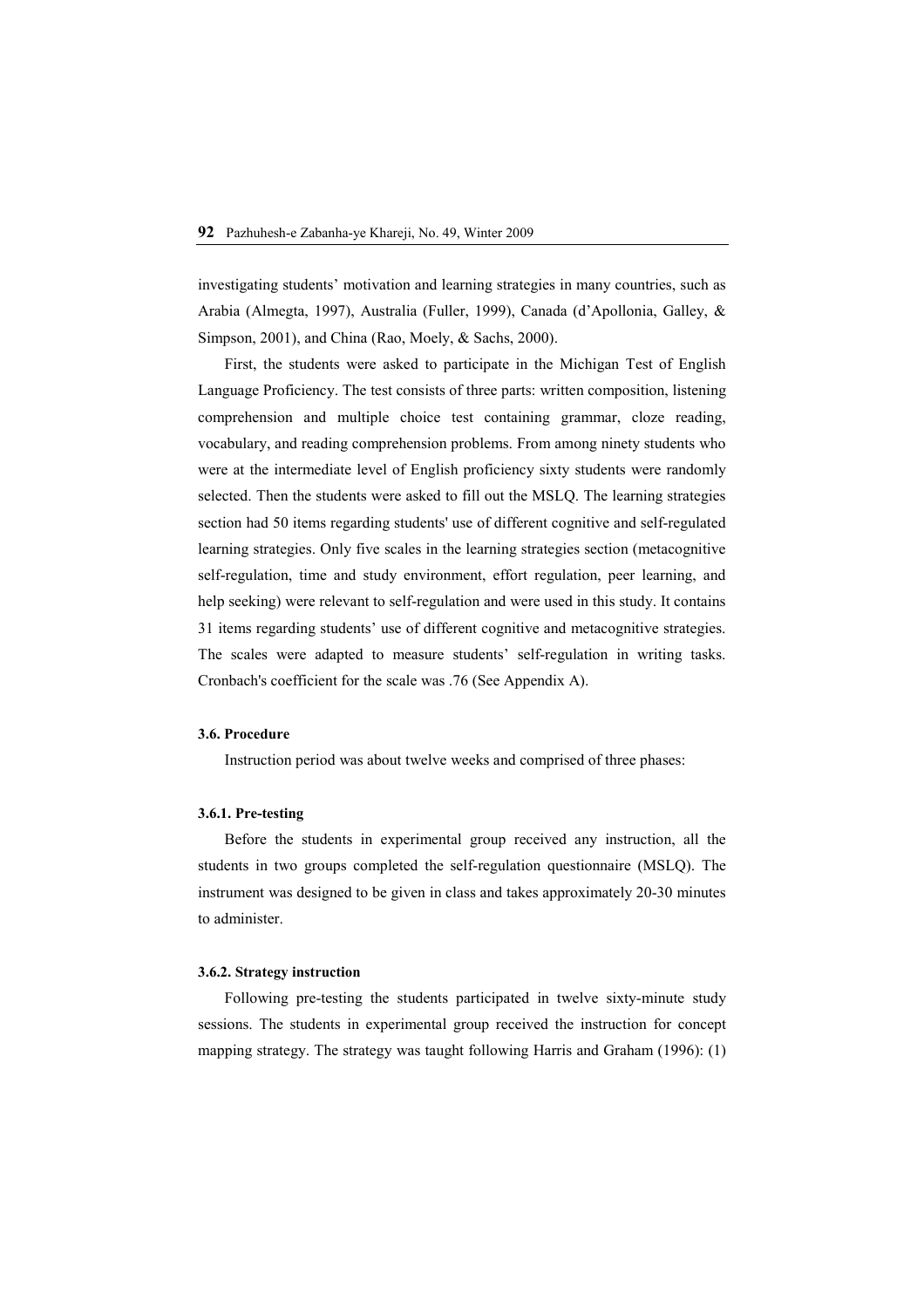investigating students' motivation and learning strategies in many countries, such as Arabia (Almegta, 1997), Australia (Fuller, 1999), Canada (d'Apollonia, Galley, & Simpson, 2001), and China (Rao, Moely, & Sachs, 2000).

First, the students were asked to participate in the Michigan Test of English Language Proficiency. The test consists of three parts: written composition, listening comprehension and multiple choice test containing grammar, cloze reading, vocabulary, and reading comprehension problems. From among ninety students who were at the intermediate level of English proficiency sixty students were randomly selected. Then the students were asked to fill out the MSLQ. The learning strategies section had 50 items regarding students' use of different cognitive and self-regulated learning strategies. Only five scales in the learning strategies section (metacognitive self-regulation, time and study environment, effort regulation, peer learning, and help seeking) were relevant to self-regulation and were used in this study. It contains 31 items regarding students' use of different cognitive and metacognitive strategies. The scales were adapted to measure students' self-regulation in writing tasks. Cronbach's coefficient for the scale was .76 (See Appendix A).

#### 3.6. Procedure

Instruction period was about twelve weeks and comprised of three phases:

##### 3.6.1. Pre-testing

Before the students in experimental group received any instruction, all the students in two groups completed the self-regulation questionnaire (MSLQ). The instrument was designed to be given in class and takes approximately 20-30 minutes to administer.

##### 3.6.2. Strategy instruction

Following pre-testing the students participated in twelve sixty-minute study sessions. The students in experimental group received the instruction for concept mapping strategy. The strategy was taught following Harris and Graham (1996): (1)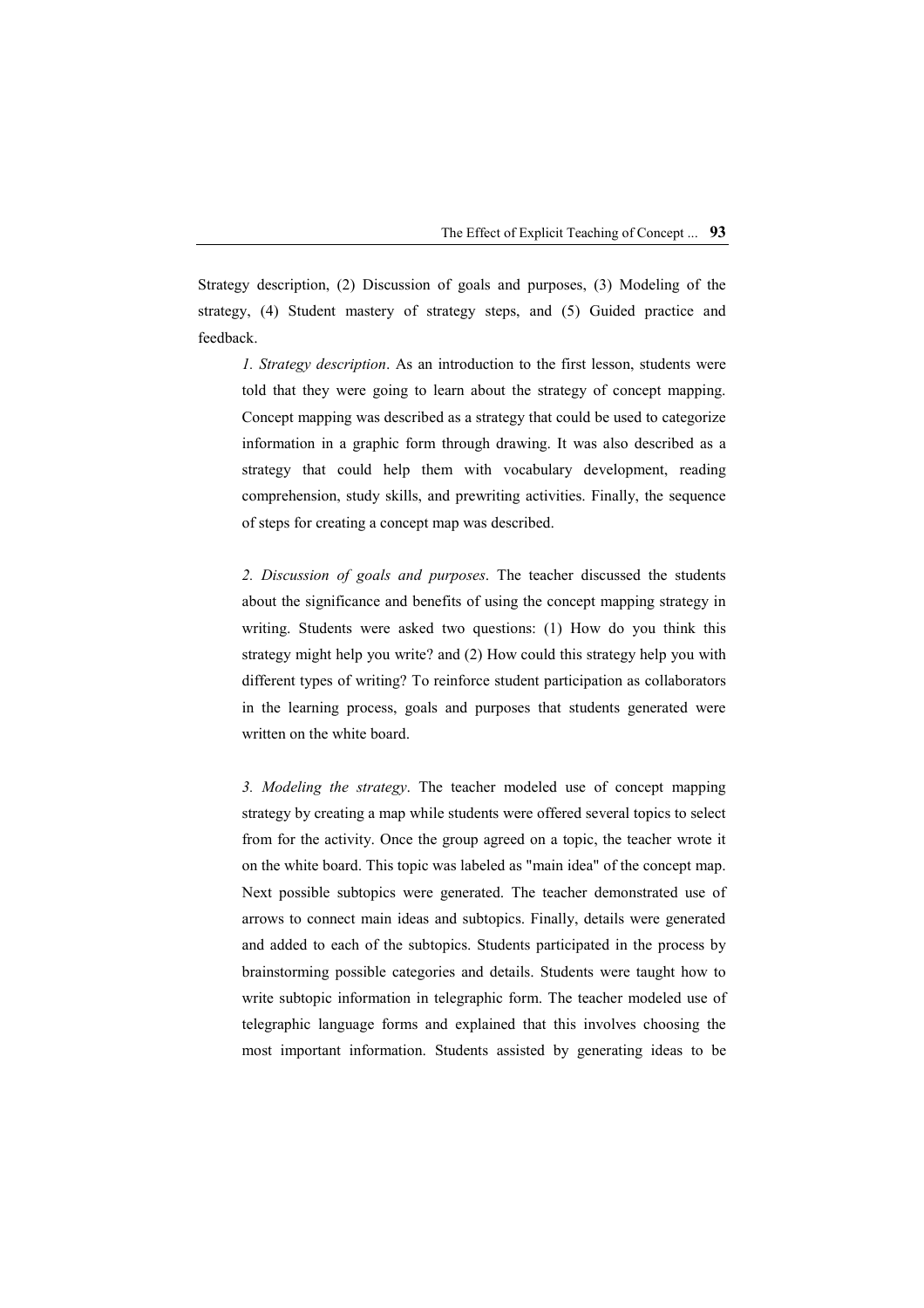Strategy description, (2) Discussion of goals and purposes, (3) Modeling of the strategy, (4) Student mastery of strategy steps, and (5) Guided practice and feedback.

> *1. Strategy description*. As an introduction to the first lesson, students were told that they were going to learn about the strategy of concept mapping. Concept mapping was described as a strategy that could be used to categorize information in a graphic form through drawing. It was also described as a strategy that could help them with vocabulary development, reading comprehension, study skills, and prewriting activities. Finally, the sequence of steps for creating a concept map was described.
>
> *2. Discussion of goals and purposes*. The teacher discussed the students about the significance and benefits of using the concept mapping strategy in writing. Students were asked two questions: (1) How do you think this strategy might help you write? and (2) How could this strategy help you with different types of writing? To reinforce student participation as collaborators in the learning process, goals and purposes that students generated were written on the white board.
>
> *3. Modeling the strategy*. The teacher modeled use of concept mapping strategy by creating a map while students were offered several topics to select from for the activity. Once the group agreed on a topic, the teacher wrote it on the white board. This topic was labeled as "main idea" of the concept map. Next possible subtopics were generated. The teacher demonstrated use of arrows to connect main ideas and subtopics. Finally, details were generated and added to each of the subtopics. Students participated in the process by brainstorming possible categories and details. Students were taught how to write subtopic information in telegraphic form. The teacher modeled use of telegraphic language forms and explained that this involves choosing the most important information. Students assisted by generating ideas to be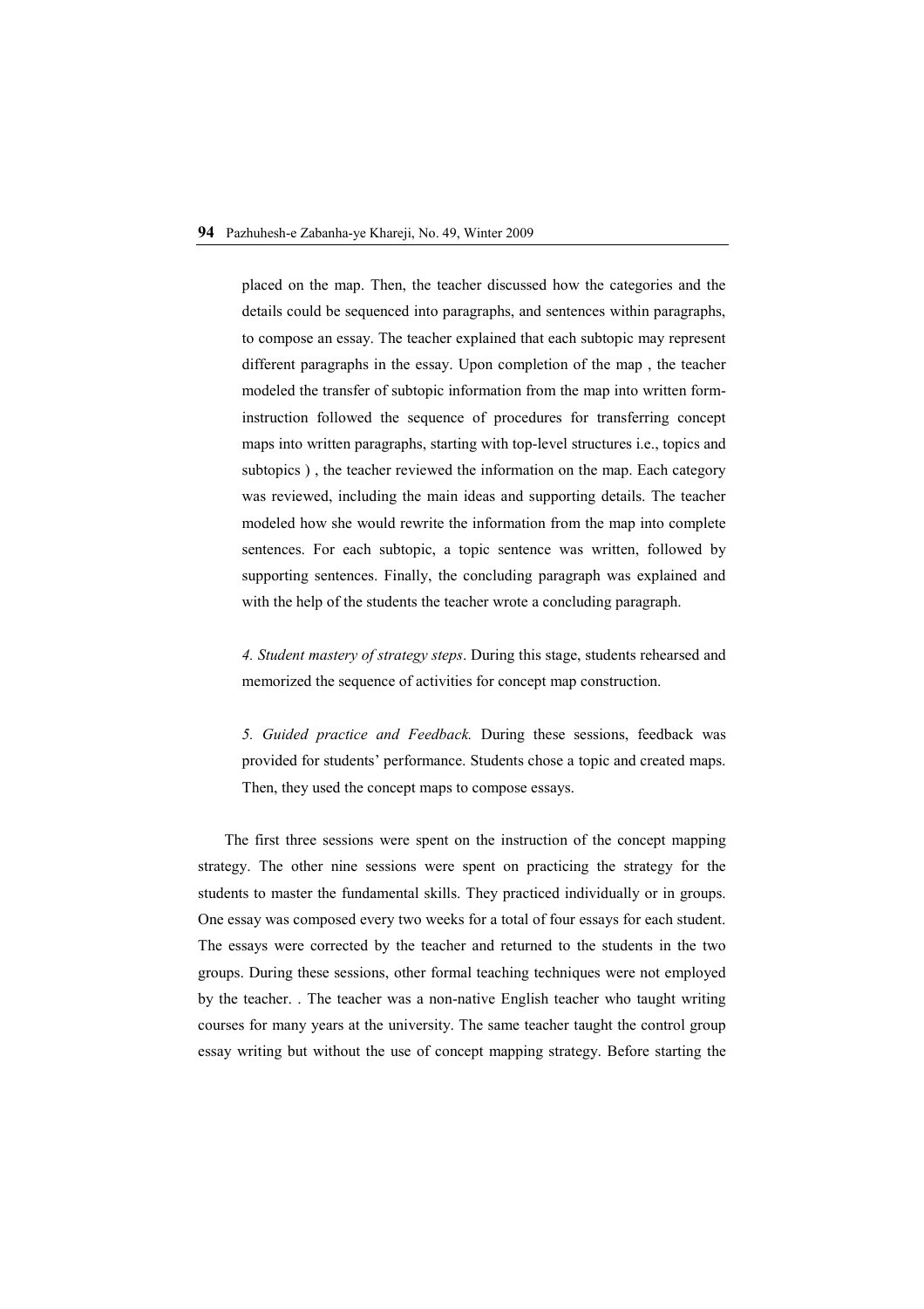placed on the map. Then, the teacher discussed how the categories and the details could be sequenced into paragraphs, and sentences within paragraphs, to compose an essay. The teacher explained that each subtopic may represent different paragraphs in the essay. Upon completion of the map , the teacher modeled the transfer of subtopic information from the map into written form-instruction followed the sequence of procedures for transferring concept maps into written paragraphs, starting with top-level structures i.e., topics and subtopics ) , the teacher reviewed the information on the map. Each category was reviewed, including the main ideas and supporting details. The teacher modeled how she would rewrite the information from the map into complete sentences. For each subtopic, a topic sentence was written, followed by supporting sentences. Finally, the concluding paragraph was explained and with the help of the students the teacher wrote a concluding paragraph.

*4. Student mastery of strategy steps*. During this stage, students rehearsed and memorized the sequence of activities for concept map construction.

*5. Guided practice and Feedback.* During these sessions, feedback was provided for students' performance. Students chose a topic and created maps. Then, they used the concept maps to compose essays.

The first three sessions were spent on the instruction of the concept mapping strategy. The other nine sessions were spent on practicing the strategy for the students to master the fundamental skills. They practiced individually or in groups. One essay was composed every two weeks for a total of four essays for each student. The essays were corrected by the teacher and returned to the students in the two groups. During these sessions, other formal teaching techniques were not employed by the teacher. . The teacher was a non-native English teacher who taught writing courses for many years at the university. The same teacher taught the control group essay writing but without the use of concept mapping strategy. Before starting the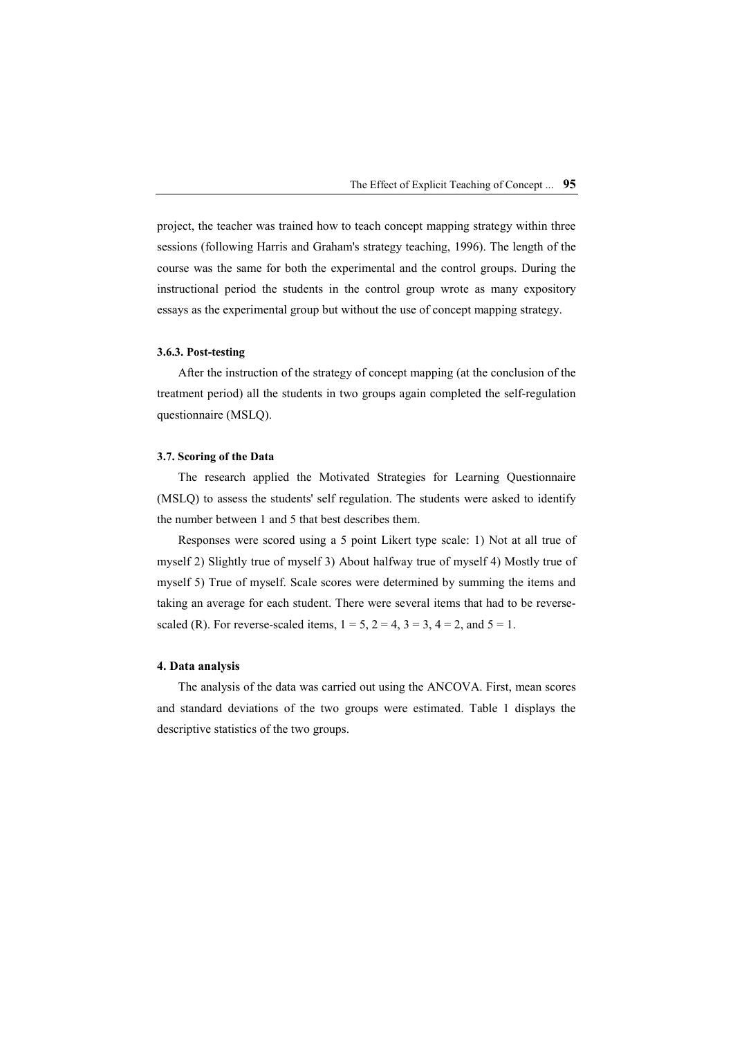project, the teacher was trained how to teach concept mapping strategy within three sessions (following Harris and Graham's strategy teaching, 1996). The length of the course was the same for both the experimental and the control groups. During the instructional period the students in the control group wrote as many expository essays as the experimental group but without the use of concept mapping strategy.

#### 3.6.3. Post-testing

After the instruction of the strategy of concept mapping (at the conclusion of the treatment period) all the students in two groups again completed the self-regulation questionnaire (MSLQ).

### 3.7. Scoring of the Data

The research applied the Motivated Strategies for Learning Questionnaire (MSLQ) to assess the students' self regulation. The students were asked to identify the number between 1 and 5 that best describes them.

Responses were scored using a 5 point Likert type scale: 1) Not at all true of myself 2) Slightly true of myself 3) About halfway true of myself 4) Mostly true of myself 5) True of myself. Scale scores were determined by summing the items and taking an average for each student. There were several items that had to be reverse-scaled (R). For reverse-scaled items, 1 = 5, 2 = 4, 3 = 3, 4 = 2, and 5 = 1.

## 4. Data analysis

The analysis of the data was carried out using the ANCOVA. First, mean scores and standard deviations of the two groups were estimated. Table 1 displays the descriptive statistics of the two groups.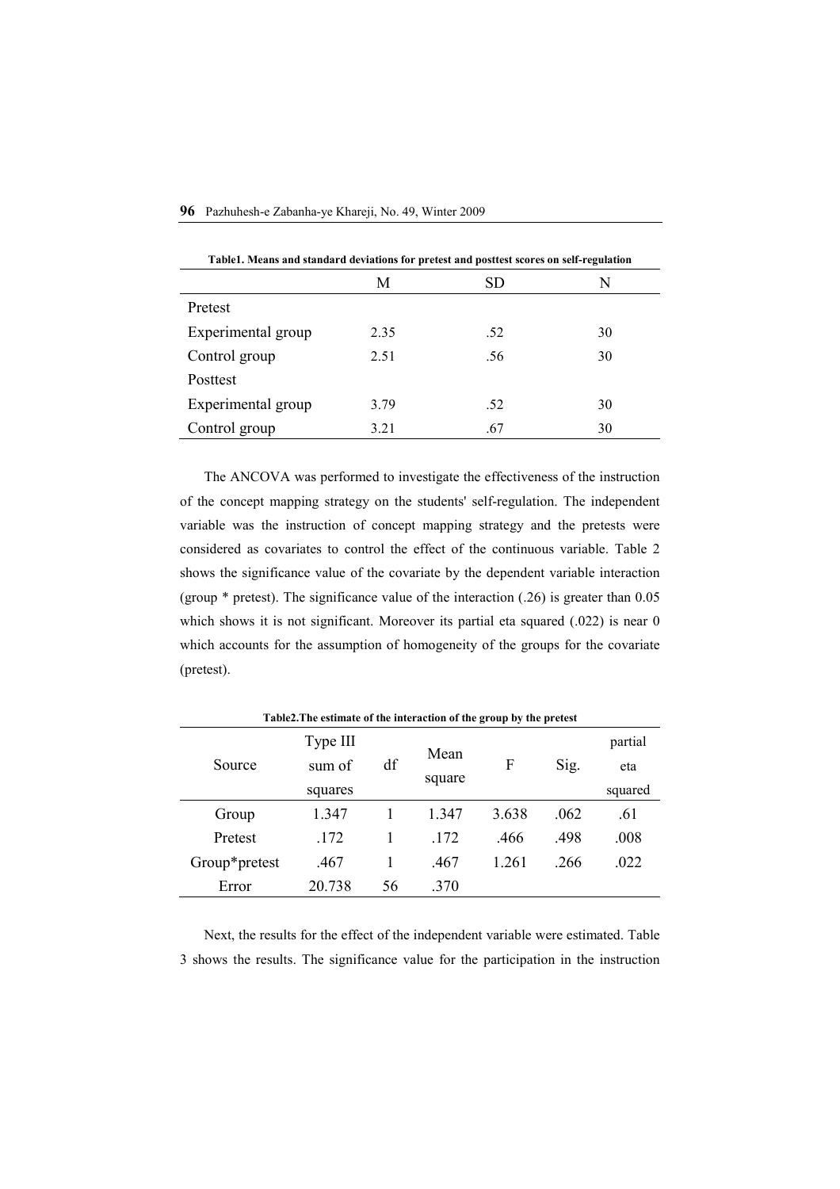**Table1. Means and standard deviations for pretest and posttest scores on self-regulation**

| | M | SD | N |
|---|---|---|---|
| Pretest | | | |
| Experimental group | 2.35 | .52 | 30 |
| Control group | 2.51 | .56 | 30 |
| Posttest | | | |
| Experimental group | 3.79 | .52 | 30 |
| Control group | 3.21 | .67 | 30 |

The ANCOVA was performed to investigate the effectiveness of the instruction of the concept mapping strategy on the students' self-regulation. The independent variable was the instruction of concept mapping strategy and the pretests were considered as covariates to control the effect of the continuous variable. Table 2 shows the significance value of the covariate by the dependent variable interaction (group * pretest). The significance value of the interaction (.26) is greater than 0.05 which shows it is not significant. Moreover its partial eta squared (.022) is near 0 which accounts for the assumption of homogeneity of the groups for the covariate (pretest).

**Table2.The estimate of the interaction of the group by the pretest**

| Source | Type III sum of squares | df | Mean square | F | Sig. | partial eta squared |
|---|---|---|---|---|---|---|
| Group | 1.347 | 1 | 1.347 | 3.638 | .062 | .61 |
| Pretest | .172 | 1 | .172 | .466 | .498 | .008 |
| Group*pretest | .467 | 1 | .467 | 1.261 | .266 | .022 |
| Error | 20.738 | 56 | .370 | | | |

Next, the results for the effect of the independent variable were estimated. Table 3 shows the results. The significance value for the participation in the instruction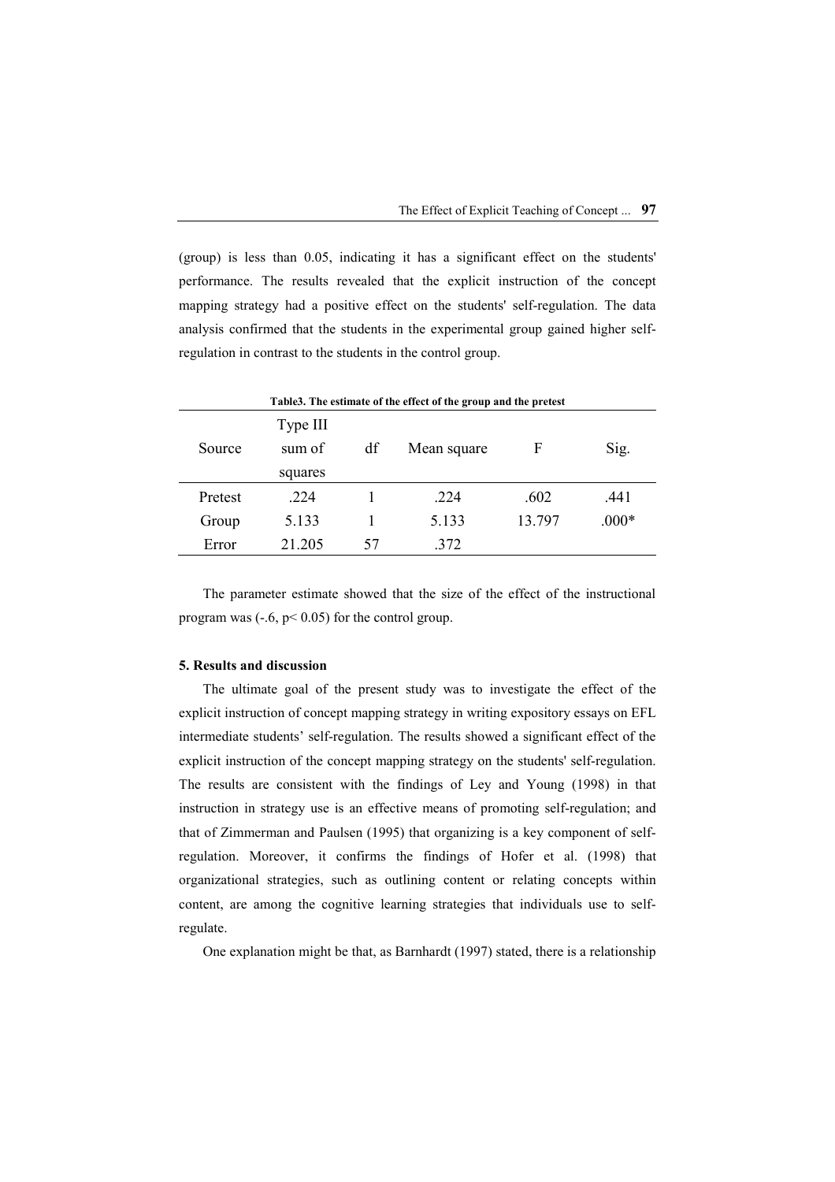(group) is less than 0.05, indicating it has a significant effect on the students' performance. The results revealed that the explicit instruction of the concept mapping strategy had a positive effect on the students' self-regulation. The data analysis confirmed that the students in the experimental group gained higher self-regulation in contrast to the students in the control group.

**Table3. The estimate of the effect of the group and the pretest**

| Source | Type III sum of squares | df | Mean square | F | Sig. |
|---|---|---|---|---|---|
| Pretest | .224 | 1 | .224 | .602 | .441 |
| Group | 5.133 | 1 | 5.133 | 13.797 | .000* |
| Error | 21.205 | 57 | .372 | | |

The parameter estimate showed that the size of the effect of the instructional program was (-.6, $p < 0.05$) for the control group.

## 5. Results and discussion

The ultimate goal of the present study was to investigate the effect of the explicit instruction of concept mapping strategy in writing expository essays on EFL intermediate students' self-regulation. The results showed a significant effect of the explicit instruction of the concept mapping strategy on the students' self-regulation. The results are consistent with the findings of Ley and Young (1998) in that instruction in strategy use is an effective means of promoting self-regulation; and that of Zimmerman and Paulsen (1995) that organizing is a key component of self-regulation. Moreover, it confirms the findings of Hofer et al. (1998) that organizational strategies, such as outlining content or relating concepts within content, are among the cognitive learning strategies that individuals use to self-regulate.

One explanation might be that, as Barnhardt (1997) stated, there is a relationship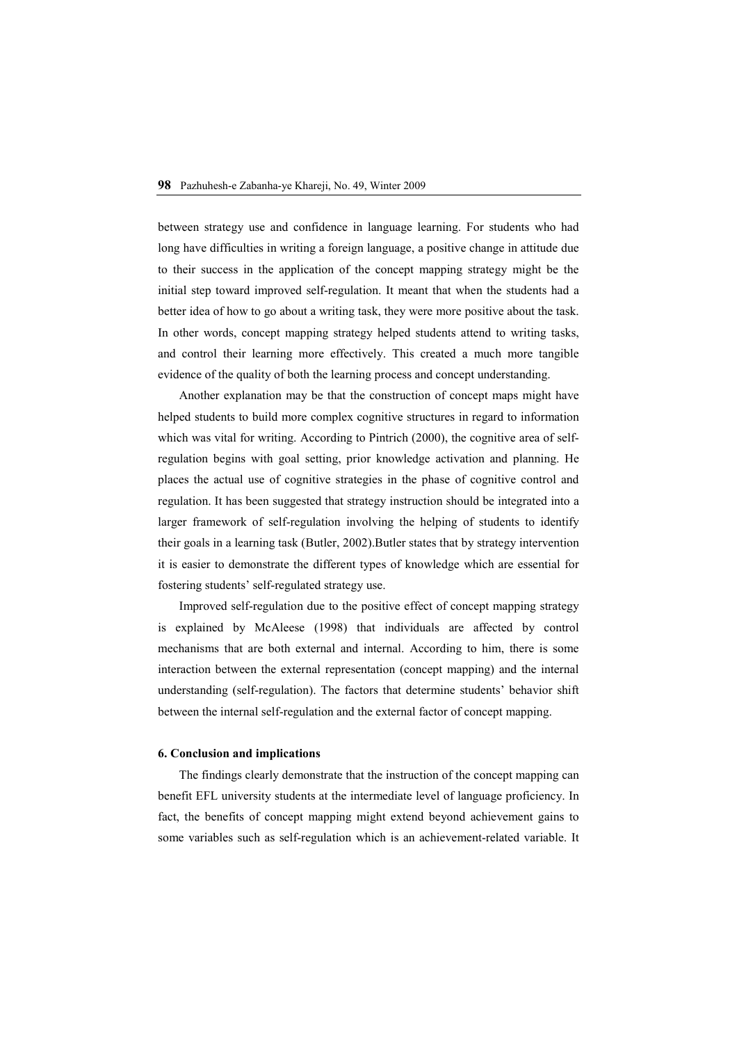between strategy use and confidence in language learning. For students who had long have difficulties in writing a foreign language, a positive change in attitude due to their success in the application of the concept mapping strategy might be the initial step toward improved self-regulation. It meant that when the students had a better idea of how to go about a writing task, they were more positive about the task. In other words, concept mapping strategy helped students attend to writing tasks, and control their learning more effectively. This created a much more tangible evidence of the quality of both the learning process and concept understanding.

Another explanation may be that the construction of concept maps might have helped students to build more complex cognitive structures in regard to information which was vital for writing. According to Pintrich (2000), the cognitive area of self-regulation begins with goal setting, prior knowledge activation and planning. He places the actual use of cognitive strategies in the phase of cognitive control and regulation. It has been suggested that strategy instruction should be integrated into a larger framework of self-regulation involving the helping of students to identify their goals in a learning task (Butler, 2002).Butler states that by strategy intervention it is easier to demonstrate the different types of knowledge which are essential for fostering students' self-regulated strategy use.

Improved self-regulation due to the positive effect of concept mapping strategy is explained by McAleese (1998) that individuals are affected by control mechanisms that are both external and internal. According to him, there is some interaction between the external representation (concept mapping) and the internal understanding (self-regulation). The factors that determine students' behavior shift between the internal self-regulation and the external factor of concept mapping.

#### 6. Conclusion and implications

The findings clearly demonstrate that the instruction of the concept mapping can benefit EFL university students at the intermediate level of language proficiency. In fact, the benefits of concept mapping might extend beyond achievement gains to some variables such as self-regulation which is an achievement-related variable. It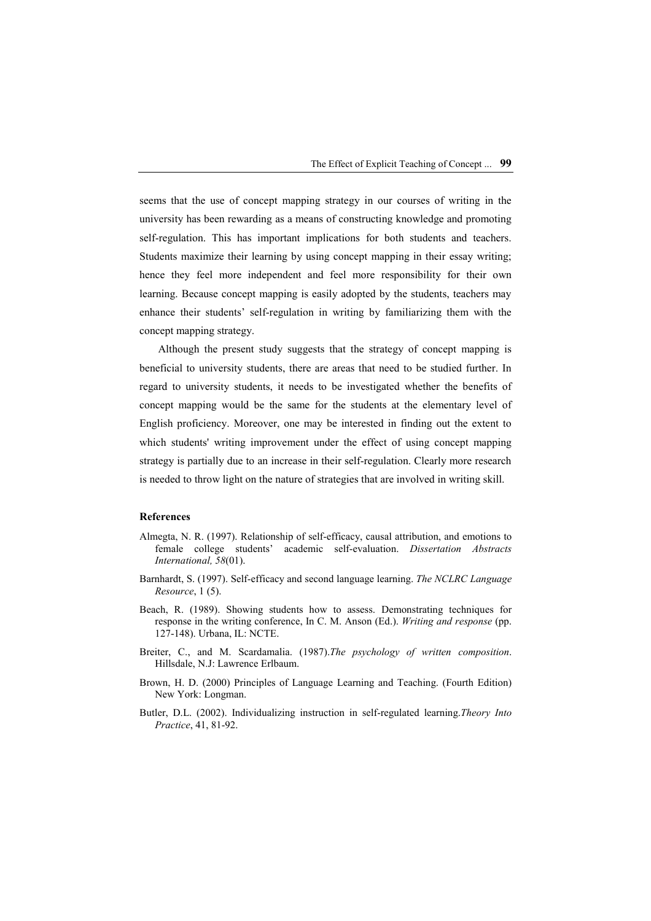seems that the use of concept mapping strategy in our courses of writing in the university has been rewarding as a means of constructing knowledge and promoting self-regulation. This has important implications for both students and teachers. Students maximize their learning by using concept mapping in their essay writing; hence they feel more independent and feel more responsibility for their own learning. Because concept mapping is easily adopted by the students, teachers may enhance their students' self-regulation in writing by familiarizing them with the concept mapping strategy.

Although the present study suggests that the strategy of concept mapping is beneficial to university students, there are areas that need to be studied further. In regard to university students, it needs to be investigated whether the benefits of concept mapping would be the same for the students at the elementary level of English proficiency. Moreover, one may be interested in finding out the extent to which students' writing improvement under the effect of using concept mapping strategy is partially due to an increase in their self-regulation. Clearly more research is needed to throw light on the nature of strategies that are involved in writing skill.

**References**

Almegta, N. R. (1997). Relationship of self-efficacy, causal attribution, and emotions to female college students' academic self-evaluation. *Dissertation Abstracts International, 58*(01).

Barnhardt, S. (1997). Self-efficacy and second language learning. *The NCLRC Language Resource*, 1 (5).

Beach, R. (1989). Showing students how to assess. Demonstrating techniques for response in the writing conference, In C. M. Anson (Ed.). *Writing and response* (pp. 127-148). Urbana, IL: NCTE.

Breiter, C., and M. Scardamalia. (1987).*The psychology of written composition*. Hillsdale, N.J: Lawrence Erlbaum.

Brown, H. D. (2000) Principles of Language Learning and Teaching. (Fourth Edition) New York: Longman.

Butler, D.L. (2002). Individualizing instruction in self-regulated learning.*Theory Into Practice*, 41, 81-92.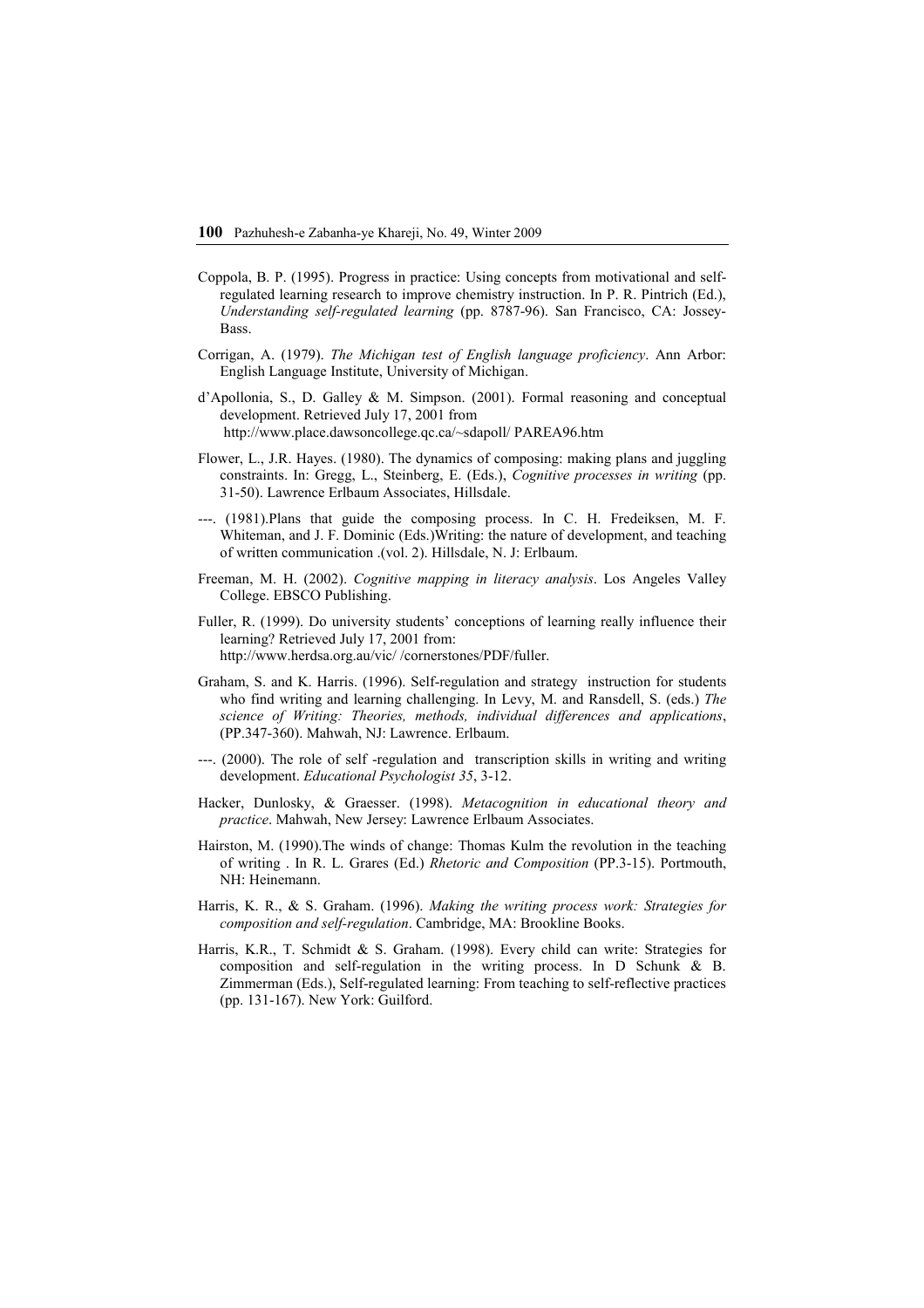Coppola, B. P. (1995). Progress in practice: Using concepts from motivational and self-regulated learning research to improve chemistry instruction. In P. R. Pintrich (Ed.), *Understanding self-regulated learning* (pp. 8787-96). San Francisco, CA: Jossey-Bass.

Corrigan, A. (1979). *The Michigan test of English language proficiency*. Ann Arbor: English Language Institute, University of Michigan.

d'Apollonia, S., D. Galley & M. Simpson. (2001). Formal reasoning and conceptual development. Retrieved July 17, 2001 from http://www.place.dawsoncollege.qc.ca/~sdapoll/ PAREA96.htm

Flower, L., J.R. Hayes. (1980). The dynamics of composing: making plans and juggling constraints. In: Gregg, L., Steinberg, E. (Eds.), *Cognitive processes in writing* (pp. 31-50). Lawrence Erlbaum Associates, Hillsdale.

---. (1981).Plans that guide the composing process. In C. H. Fredeiksen, M. F. Whiteman, and J. F. Dominic (Eds.)Writing: the nature of development, and teaching of written communication .(vol. 2). Hillsdale, N. J: Erlbaum.

Freeman, M. H. (2002). *Cognitive mapping in literacy analysis*. Los Angeles Valley College. EBSCO Publishing.

Fuller, R. (1999). Do university students' conceptions of learning really influence their learning? Retrieved July 17, 2001 from: http://www.herdsa.org.au/vic/ /cornerstones/PDF/fuller.

Graham, S. and K. Harris. (1996). Self-regulation and strategy instruction for students who find writing and learning challenging. In Levy, M. and Ransdell, S. (eds.) *The science of Writing: Theories, methods, individual differences and applications*, (PP.347-360). Mahwah, NJ: Lawrence. Erlbaum.

---. (2000). The role of self -regulation and transcription skills in writing and writing development. *Educational Psychologist 35*, 3-12.

Hacker, Dunlosky, & Graesser. (1998). *Metacognition in educational theory and practice*. Mahwah, New Jersey: Lawrence Erlbaum Associates.

Hairston, M. (1990).The winds of change: Thomas Kulm the revolution in the teaching of writing . In R. L. Grares (Ed.) *Rhetoric and Composition* (PP.3-15). Portmouth, NH: Heinemann.

Harris, K. R., & S. Graham. (1996). *Making the writing process work: Strategies for composition and self-regulation*. Cambridge, MA: Brookline Books.

Harris, K.R., T. Schmidt & S. Graham. (1998). Every child can write: Strategies for composition and self-regulation in the writing process. In D Schunk & B. Zimmerman (Eds.), Self-regulated learning: From teaching to self-reflective practices (pp. 131-167). New York: Guilford.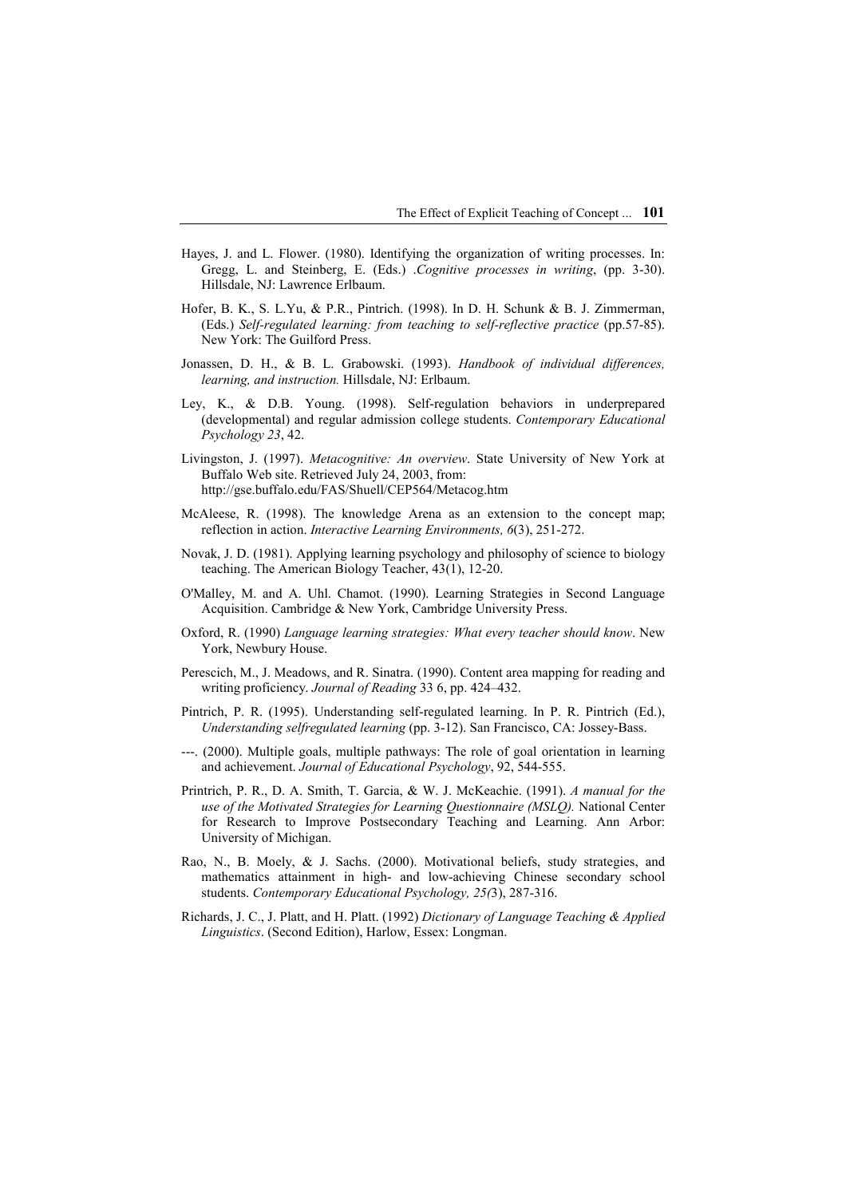Hayes, J. and L. Flower. (1980). Identifying the organization of writing processes. In: Gregg, L. and Steinberg, E. (Eds.) .*Cognitive processes in writing*, (pp. 3-30). Hillsdale, NJ: Lawrence Erlbaum.

Hofer, B. K., S. L.Yu, & P.R., Pintrich. (1998). In D. H. Schunk & B. J. Zimmerman, (Eds.) *Self-regulated learning: from teaching to self-reflective practice* (pp.57-85). New York: The Guilford Press.

Jonassen, D. H., & B. L. Grabowski. (1993). *Handbook of individual differences, learning, and instruction.* Hillsdale, NJ: Erlbaum.

Ley, K., & D.B. Young. (1998). Self-regulation behaviors in underprepared (developmental) and regular admission college students. *Contemporary Educational Psychology 23*, 42.

Livingston, J. (1997). *Metacognitive: An overview*. State University of New York at Buffalo Web site. Retrieved July 24, 2003, from: http://gse.buffalo.edu/FAS/Shuell/CEP564/Metacog.htm

McAleese, R. (1998). The knowledge Arena as an extension to the concept map; reflection in action. *Interactive Learning Environments, 6*(3), 251-272.

Novak, J. D. (1981). Applying learning psychology and philosophy of science to biology teaching. The American Biology Teacher, 43(1), 12-20.

O'Malley, M. and A. Uhl. Chamot. (1990). Learning Strategies in Second Language Acquisition. Cambridge & New York, Cambridge University Press.

Oxford, R. (1990) *Language learning strategies: What every teacher should know*. New York, Newbury House.

Perescich, M., J. Meadows, and R. Sinatra. (1990). Content area mapping for reading and writing proficiency. *Journal of Reading* 33 6, pp. 424–432.

Pintrich, P. R. (1995). Understanding self-regulated learning. In P. R. Pintrich (Ed.), *Understanding selfregulated learning* (pp. 3-12). San Francisco, CA: Jossey-Bass.

---. (2000). Multiple goals, multiple pathways: The role of goal orientation in learning and achievement. *Journal of Educational Psychology*, 92, 544-555.

Printrich, P. R., D. A. Smith, T. Garcia, & W. J. McKeachie. (1991). *A manual for the use of the Motivated Strategies for Learning Questionnaire (MSLQ).* National Center for Research to Improve Postsecondary Teaching and Learning. Ann Arbor: University of Michigan.

Rao, N., B. Moely, & J. Sachs. (2000). Motivational beliefs, study strategies, and mathematics attainment in high- and low-achieving Chinese secondary school students. *Contemporary Educational Psychology, 25(*3), 287-316.

Richards, J. C., J. Platt, and H. Platt. (1992) *Dictionary of Language Teaching & Applied Linguistics*. (Second Edition), Harlow, Essex: Longman.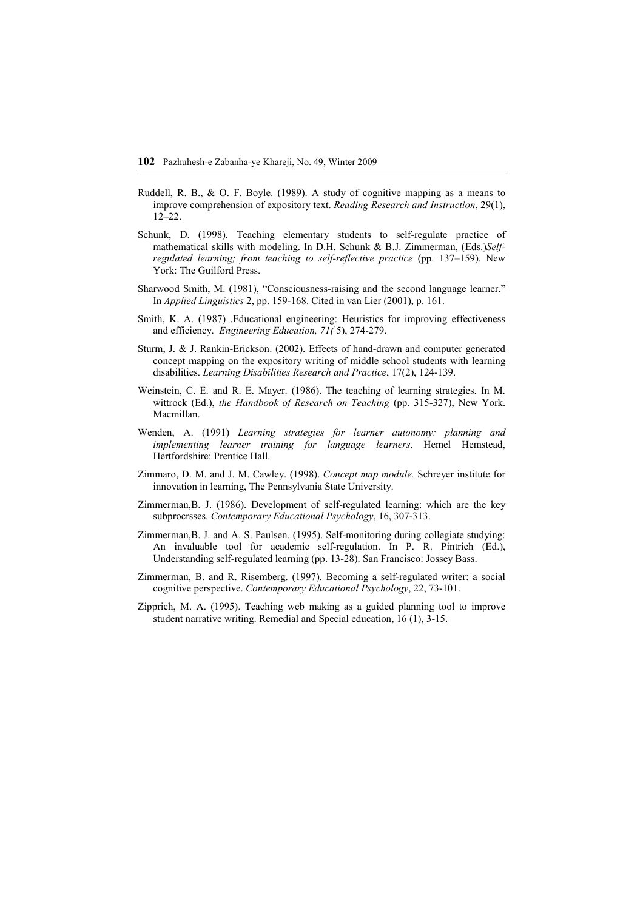Ruddell, R. B., & O. F. Boyle. (1989). A study of cognitive mapping as a means to improve comprehension of expository text. *Reading Research and Instruction*, 29(1), 12–22.

Schunk, D. (1998). Teaching elementary students to self-regulate practice of mathematical skills with modeling. In D.H. Schunk & B.J. Zimmerman, (Eds.)*Self-regulated learning; from teaching to self-reflective practice* (pp. 137–159). New York: The Guilford Press.

Sharwood Smith, M. (1981), "Consciousness-raising and the second language learner." In *Applied Linguistics* 2, pp. 159-168. Cited in van Lier (2001), p. 161.

Smith, K. A. (1987) .Educational engineering: Heuristics for improving effectiveness and efficiency. *Engineering Education, 71(* 5), 274-279.

Sturm, J. & J. Rankin-Erickson. (2002). Effects of hand-drawn and computer generated concept mapping on the expository writing of middle school students with learning disabilities. *Learning Disabilities Research and Practice*, 17(2), 124-139.

Weinstein, C. E. and R. E. Mayer. (1986). The teaching of learning strategies. In M. wittrock (Ed.), *the Handbook of Research on Teaching* (pp. 315-327), New York. Macmillan.

Wenden, A. (1991) *Learning strategies for learner autonomy: planning and implementing learner training for language learners*. Hemel Hemstead, Hertfordshire: Prentice Hall.

Zimmaro, D. M. and J. M. Cawley. (1998). *Concept map module.* Schreyer institute for innovation in learning, The Pennsylvania State University.

Zimmerman,B. J. (1986). Development of self-regulated learning: which are the key subprocrsses. *Contemporary Educational Psychology*, 16, 307-313.

Zimmerman,B. J. and A. S. Paulsen. (1995). Self-monitoring during collegiate studying: An invaluable tool for academic self-regulation. In P. R. Pintrich (Ed.), Understanding self-regulated learning (pp. 13-28). San Francisco: Jossey Bass.

Zimmerman, B. and R. Risemberg. (1997). Becoming a self-regulated writer: a social cognitive perspective. *Contemporary Educational Psychology*, 22, 73-101.

Zipprich, M. A. (1995). Teaching web making as a guided planning tool to improve student narrative writing. Remedial and Special education, 16 (1), 3-15.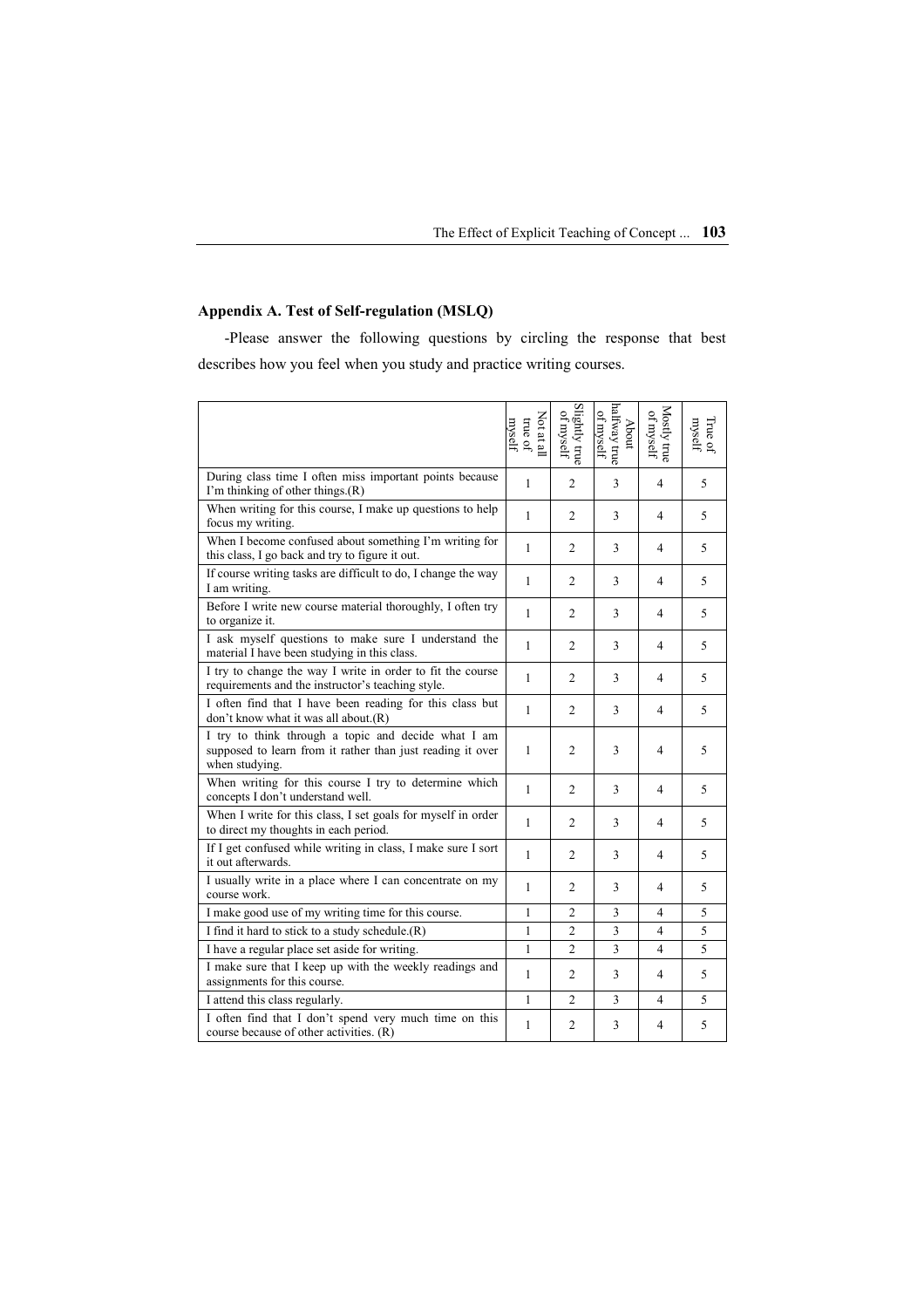## Appendix A. Test of Self-regulation (MSLQ)

-Please answer the following questions by circling the response that best describes how you feel when you study and practice writing courses.

| | Not at all true of myself | Slightly true of myself | About halfway true of myself | Mostly true of myself | True of myself |
|---|---|---|---|---|---|
| During class time I often miss important points because I'm thinking of other things.(R) | 1 | 2 | 3 | 4 | 5 |
| When writing for this course, I make up questions to help focus my writing. | 1 | 2 | 3 | 4 | 5 |
| When I become confused about something I'm writing for this class, I go back and try to figure it out. | 1 | 2 | 3 | 4 | 5 |
| If course writing tasks are difficult to do, I change the way I am writing. | 1 | 2 | 3 | 4 | 5 |
| Before I write new course material thoroughly, I often try to organize it. | 1 | 2 | 3 | 4 | 5 |
| I ask myself questions to make sure I understand the material I have been studying in this class. | 1 | 2 | 3 | 4 | 5 |
| I try to change the way I write in order to fit the course requirements and the instructor's teaching style. | 1 | 2 | 3 | 4 | 5 |
| I often find that I have been reading for this class but don't know what it was all about.(R) | 1 | 2 | 3 | 4 | 5 |
| I try to think through a topic and decide what I am supposed to learn from it rather than just reading it over when studying. | 1 | 2 | 3 | 4 | 5 |
| When writing for this course I try to determine which concepts I don't understand well. | 1 | 2 | 3 | 4 | 5 |
| When I write for this class, I set goals for myself in order to direct my thoughts in each period. | 1 | 2 | 3 | 4 | 5 |
| If I get confused while writing in class, I make sure I sort it out afterwards. | 1 | 2 | 3 | 4 | 5 |
| I usually write in a place where I can concentrate on my course work. | 1 | 2 | 3 | 4 | 5 |
| I make good use of my writing time for this course. | 1 | 2 | 3 | 4 | 5 |
| I find it hard to stick to a study schedule.(R) | 1 | 2 | 3 | 4 | 5 |
| I have a regular place set aside for writing. | 1 | 2 | 3 | 4 | 5 |
| I make sure that I keep up with the weekly readings and assignments for this course. | 1 | 2 | 3 | 4 | 5 |
| I attend this class regularly. | 1 | 2 | 3 | 4 | 5 |
| I often find that I don't spend very much time on this course because of other activities. (R) | 1 | 2 | 3 | 4 | 5 |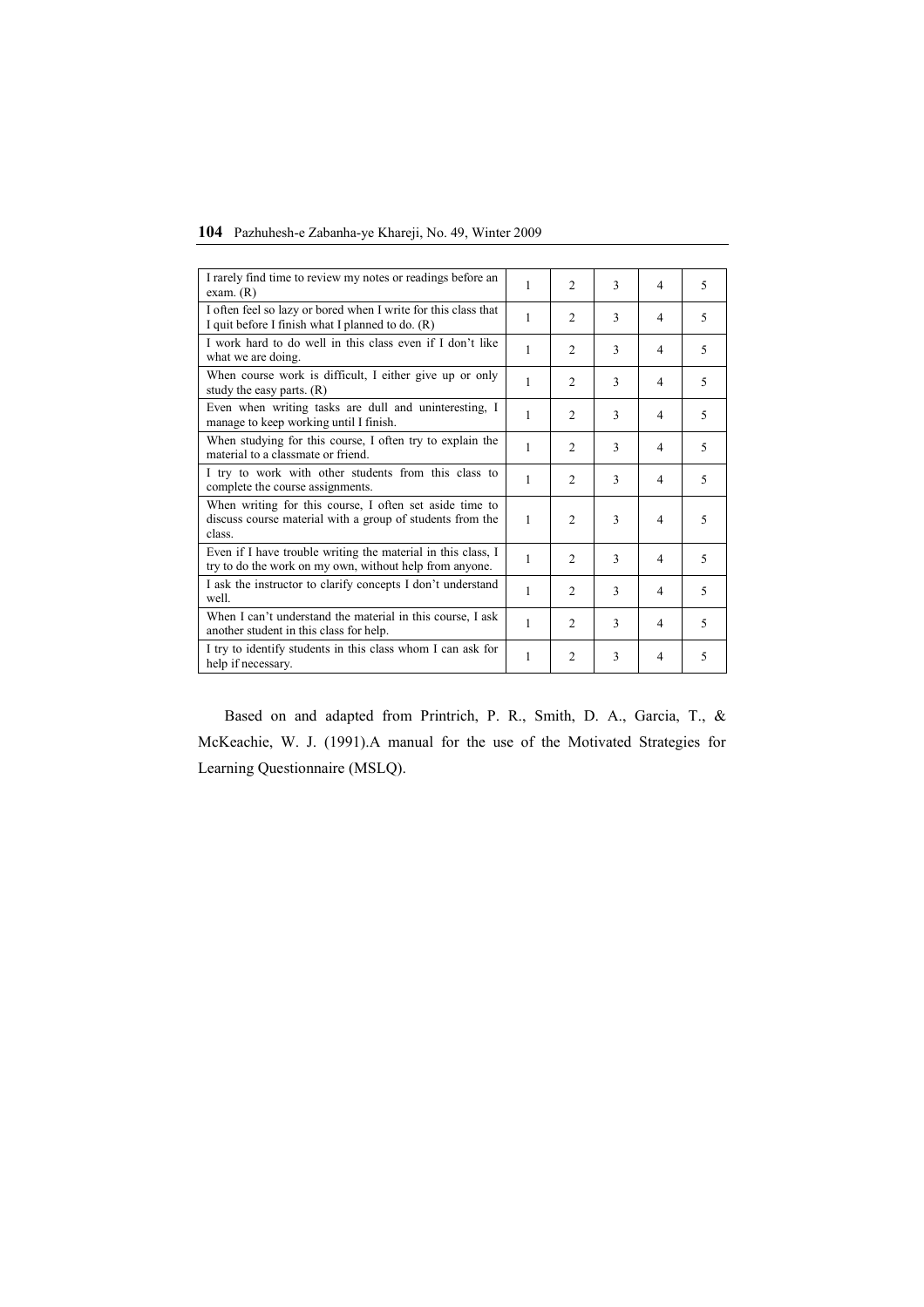| | | | | | |
|---|---|---|---|---|---|
| I rarely find time to review my notes or readings before an exam. (R) | 1 | 2 | 3 | 4 | 5 |
| I often feel so lazy or bored when I write for this class that I quit before I finish what I planned to do. (R) | 1 | 2 | 3 | 4 | 5 |
| I work hard to do well in this class even if I don't like what we are doing. | 1 | 2 | 3 | 4 | 5 |
| When course work is difficult, I either give up or only study the easy parts. (R) | 1 | 2 | 3 | 4 | 5 |
| Even when writing tasks are dull and uninteresting, I manage to keep working until I finish. | 1 | 2 | 3 | 4 | 5 |
| When studying for this course, I often try to explain the material to a classmate or friend. | 1 | 2 | 3 | 4 | 5 |
| I try to work with other students from this class to complete the course assignments. | 1 | 2 | 3 | 4 | 5 |
| When writing for this course, I often set aside time to discuss course material with a group of students from the class. | 1 | 2 | 3 | 4 | 5 |
| Even if I have trouble writing the material in this class, I try to do the work on my own, without help from anyone. | 1 | 2 | 3 | 4 | 5 |
| I ask the instructor to clarify concepts I don't understand well. | 1 | 2 | 3 | 4 | 5 |
| When I can't understand the material in this course, I ask another student in this class for help. | 1 | 2 | 3 | 4 | 5 |
| I try to identify students in this class whom I can ask for help if necessary. | 1 | 2 | 3 | 4 | 5 |

Based on and adapted from Printrich, P. R., Smith, D. A., Garcia, T., & McKeachie, W. J. (1991).A manual for the use of the Motivated Strategies for Learning Questionnaire (MSLQ).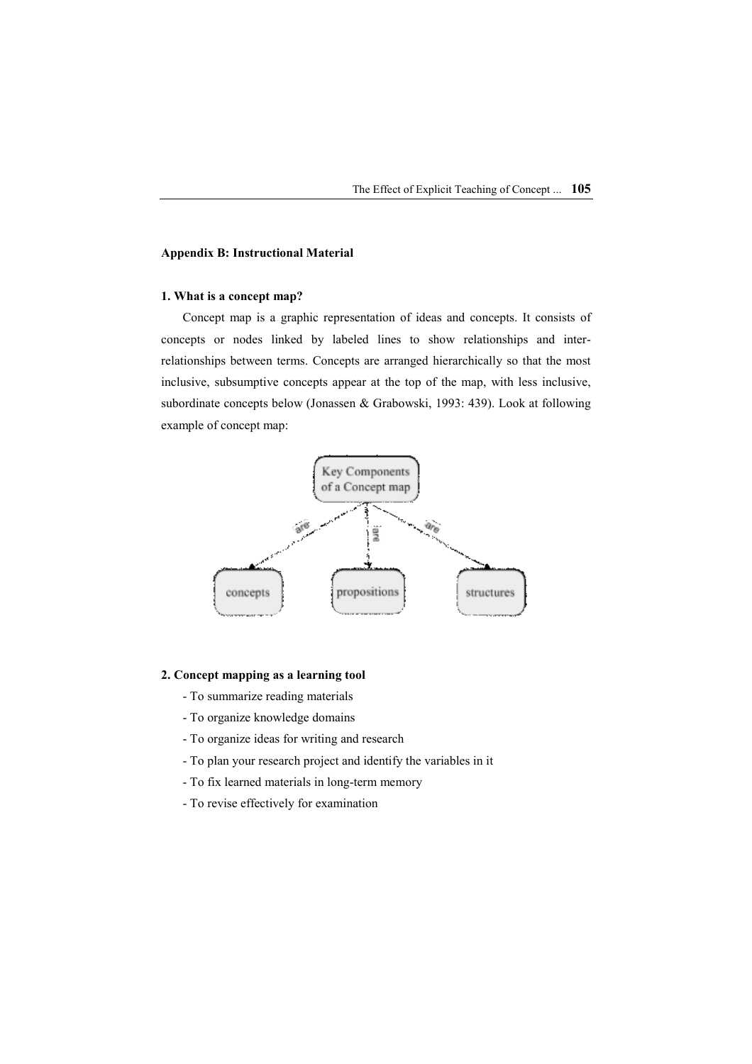**Appendix B: Instructional Material**

**1. What is a concept map?**

Concept map is a graphic representation of ideas and concepts. It consists of concepts or nodes linked by labeled lines to show relationships and inter-relationships between terms. Concepts are arranged hierarchically so that the most inclusive, subsumptive concepts appear at the top of the map, with less inclusive, subordinate concepts below (Jonassen & Grabowski, 1993: 439). Look at following example of concept map:

Key Components of a Concept map

are → concepts
are → propositions
are → structures

**2. Concept mapping as a learning tool**

- To summarize reading materials
- To organize knowledge domains
- To organize ideas for writing and research
- To plan your research project and identify the variables in it
- To fix learned materials in long-term memory
- To revise effectively for examination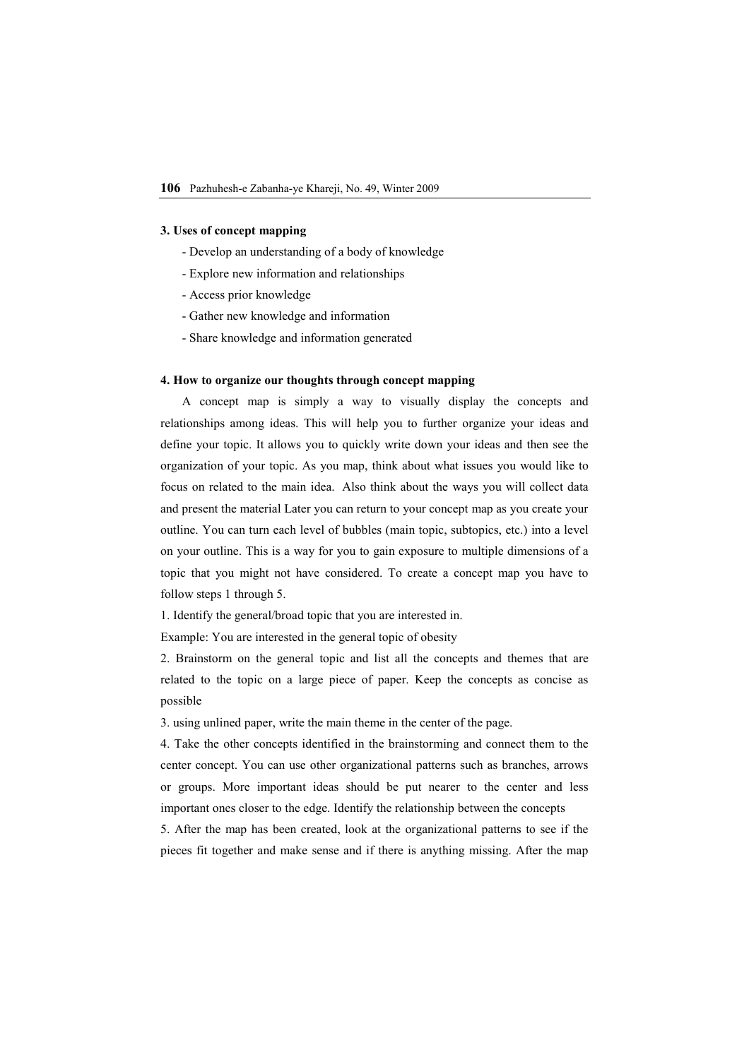**3. Uses of concept mapping**

- Develop an understanding of a body of knowledge
- Explore new information and relationships
- Access prior knowledge
- Gather new knowledge and information
- Share knowledge and information generated

**4. How to organize our thoughts through concept mapping**

A concept map is simply a way to visually display the concepts and relationships among ideas. This will help you to further organize your ideas and define your topic. It allows you to quickly write down your ideas and then see the organization of your topic. As you map, think about what issues you would like to focus on related to the main idea. Also think about the ways you will collect data and present the material Later you can return to your concept map as you create your outline. You can turn each level of bubbles (main topic, subtopics, etc.) into a level on your outline. This is a way for you to gain exposure to multiple dimensions of a topic that you might not have considered. To create a concept map you have to follow steps 1 through 5.

1. Identify the general/broad topic that you are interested in.

Example: You are interested in the general topic of obesity

2. Brainstorm on the general topic and list all the concepts and themes that are related to the topic on a large piece of paper. Keep the concepts as concise as possible

3. using unlined paper, write the main theme in the center of the page.

4. Take the other concepts identified in the brainstorming and connect them to the center concept. You can use other organizational patterns such as branches, arrows or groups. More important ideas should be put nearer to the center and less important ones closer to the edge. Identify the relationship between the concepts

5. After the map has been created, look at the organizational patterns to see if the pieces fit together and make sense and if there is anything missing. After the map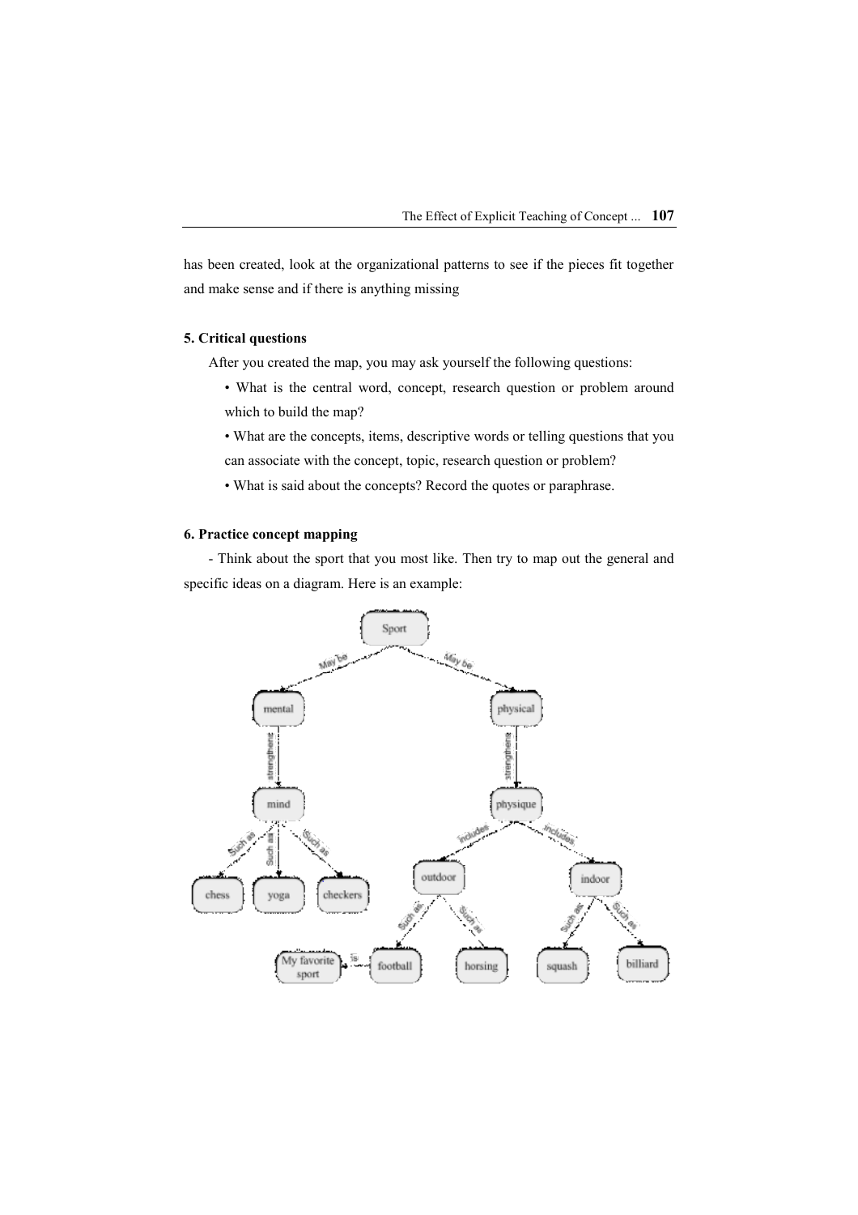has been created, look at the organizational patterns to see if the pieces fit together and make sense and if there is anything missing

### 5. Critical questions

After you created the map, you may ask yourself the following questions:

- What is the central word, concept, research question or problem around which to build the map?
- What are the concepts, items, descriptive words or telling questions that you can associate with the concept, topic, research question or problem?
- What is said about the concepts? Record the quotes or paraphrase.

### 6. Practice concept mapping

- Think about the sport that you most like. Then try to map out the general and specific ideas on a diagram. Here is an example: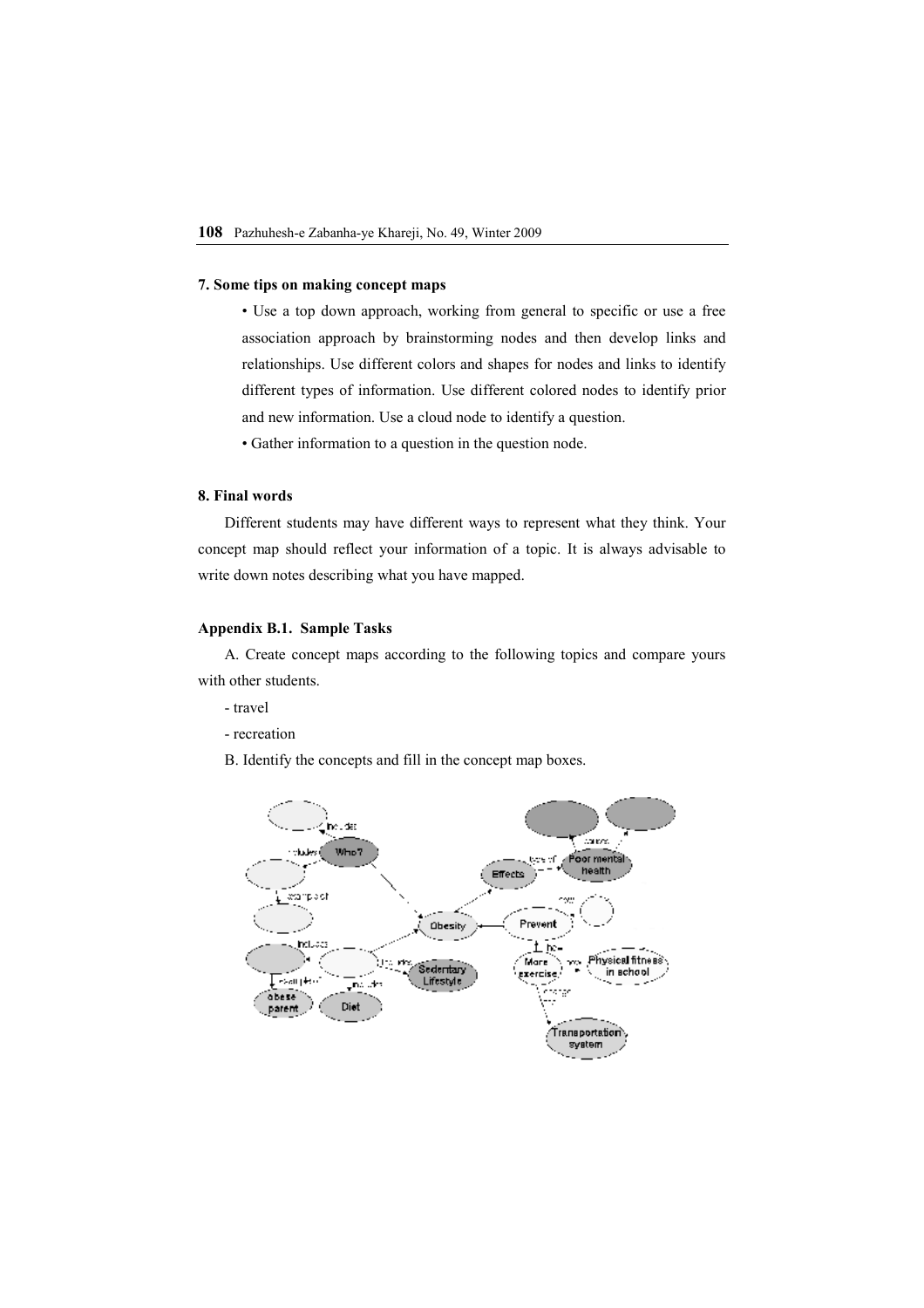### 7. Some tips on making concept maps

- Use a top down approach, working from general to specific or use a free association approach by brainstorming nodes and then develop links and relationships. Use different colors and shapes for nodes and links to identify different types of information. Use different colored nodes to identify prior and new information. Use a cloud node to identify a question.
- Gather information to a question in the question node.

### 8. Final words

Different students may have different ways to represent what they think. Your concept map should reflect your information of a topic. It is always advisable to write down notes describing what you have mapped.

### Appendix B.1. Sample Tasks

A. Create concept maps according to the following topics and compare yours with other students.

- travel
- recreation

B. Identify the concepts and fill in the concept map boxes.

Who?
Effects
Poor mental health
Obesity
Prevent
More exercise
Physical fitness in school
Sedentary Lifestyle
obese parent
Diet
Transportation system